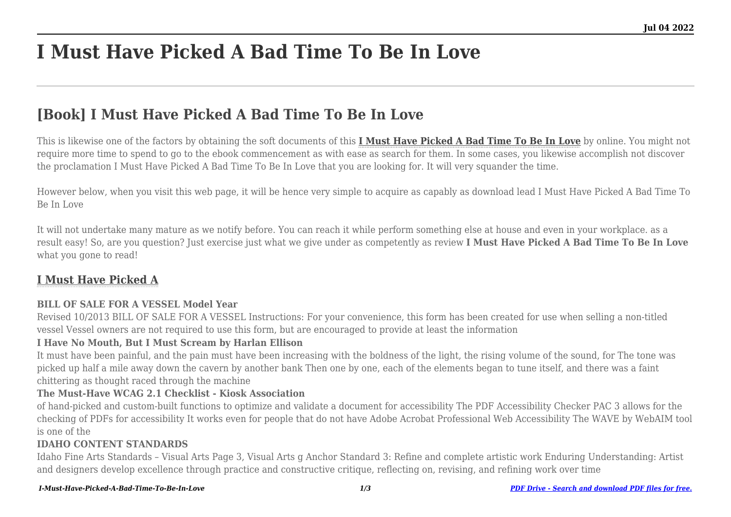# I Must Have Picked A Bad Time To Be In Love

## [Book] I Must Have Picked A Bad Time To Be In Love

This is likewise one of the factors by obtaining the soft documents of this **I Must Have Picked A Bad Time To Be In Love** by online. You might not require more time to spend to go to the ebook commencement as with ease as search for them. In some cases, you likewise accomplish not discover the proclamation I Must Have Picked A Bad Time To Be In Love that you are looking for. It will very squander the time.

However below, when you visit this web page, it will be hence very simple to acquire as capably as download lead I Must Have Picked A Bad Time To Be In Love

It will not undertake many mature as we notify before. You can reach it while perform something else at house and even in your workplace. as a result easy! So, are you question? Just exercise just what we give under as competently as review **I Must Have Picked A Bad Time To Be In Love** what you gone to read!

### I Must Have Picked A

**BILL OF SALE FOR A VESSEL Model Year**

Revised 10/2013 BILL OF SALE FOR A VESSEL Instructions: For your convenience, this form has been created for use when selling a non-titled vessel Vessel owners are not required to use this form, but are encouraged to provide at least the information

**I Have No Mouth, But I Must Scream by Harlan Ellison**

It must have been painful, and the pain must have been increasing with the boldness of the light, the rising volume of the sound, for The tone was picked up half a mile away down the cavern by another bank Then one by one, each of the elements began to tune itself, and there was a faint chittering as thought raced through the machine

**The Must-Have WCAG 2.1 Checklist - Kiosk Association**

of hand-picked and custom-built functions to optimize and validate a document for accessibility The PDF Accessibility Checker PAC 3 allows for the checking of PDFs for accessibility It works even for people that do not have Adobe Acrobat Professional Web Accessibility The WAVE by WebAIM tool is one of the

**IDAHO CONTENT STANDARDS**

Idaho Fine Arts Standards – Visual Arts Page 3, Visual Arts g Anchor Standard 3: Refine and complete artistic work Enduring Understanding: Artist and designers develop excellence through practice and constructive critique, reflecting on, revising, and refining work over time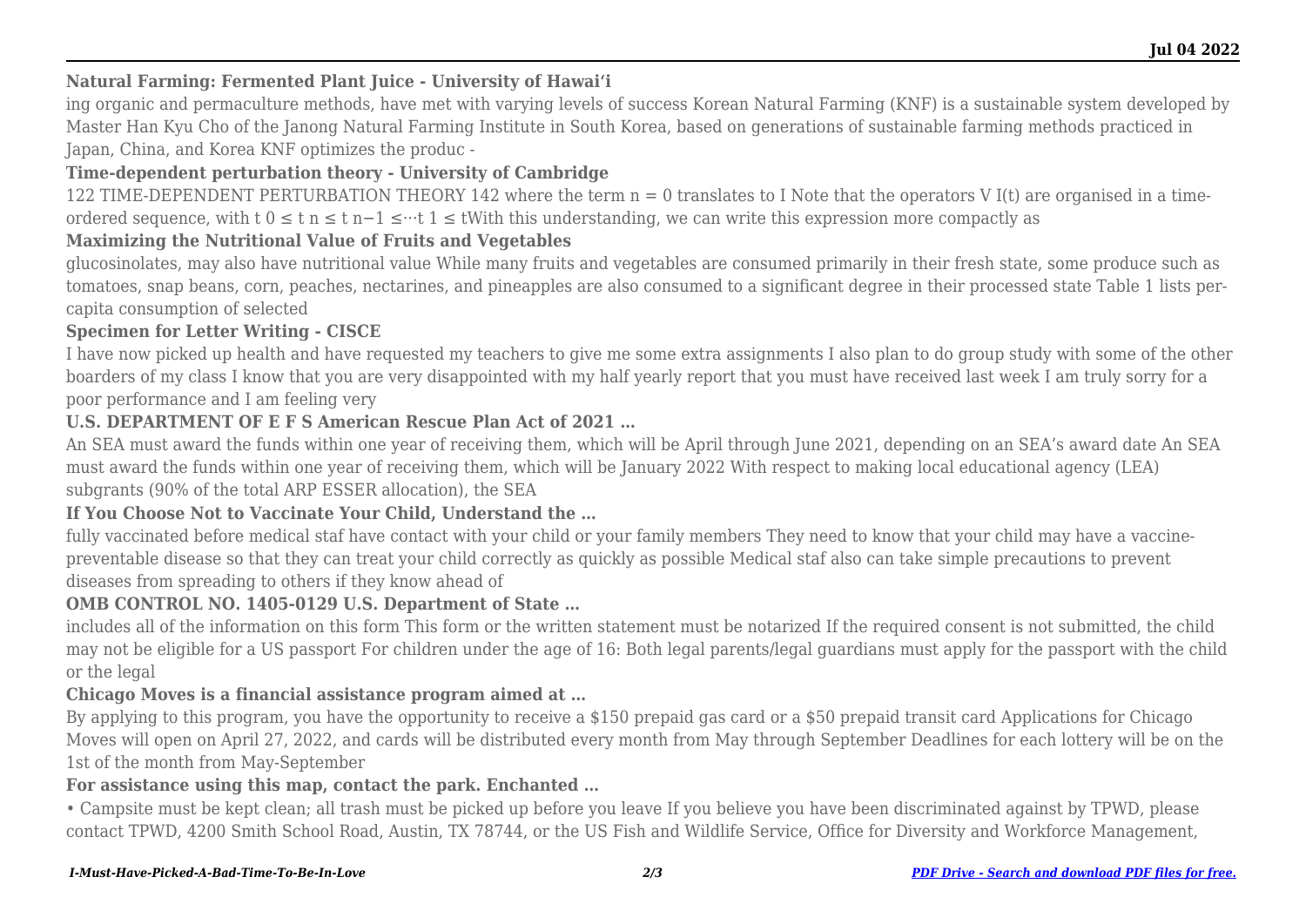**Natural Farming: Fermented Plant Juice - University of Hawaiʻi**

ing organic and permaculture methods, have met with varying levels of success Korean Natural Farming (KNF) is a sustainable system developed by Master Han Kyu Cho of the Janong Natural Farming Institute in South Korea, based on generations of sustainable farming methods practiced in Japan, China, and Korea KNF optimizes the produc -

**Time-dependent perturbation theory - University of Cambridge**

122 TIME-DEPENDENT PERTURBATION THEORY 142 where the term $n = 0$ translates to I Note that the operators V I(t) are organised in a time-ordered sequence, with $t_0 \leq t_n \leq t_{n-1} \leq \cdots t_1 \leq t$With this understanding, we can write this expression more compactly as

**Maximizing the Nutritional Value of Fruits and Vegetables**

glucosinolates, may also have nutritional value While many fruits and vegetables are consumed primarily in their fresh state, some produce such as tomatoes, snap beans, corn, peaches, nectarines, and pineapples are also consumed to a significant degree in their processed state Table 1 lists per-capita consumption of selected

**Specimen for Letter Writing - CISCE**

I have now picked up health and have requested my teachers to give me some extra assignments I also plan to do group study with some of the other boarders of my class I know that you are very disappointed with my half yearly report that you must have received last week I am truly sorry for a poor performance and I am feeling very

**U.S. DEPARTMENT OF E F S American Rescue Plan Act of 2021 …**

An SEA must award the funds within one year of receiving them, which will be April through June 2021, depending on an SEA's award date An SEA must award the funds within one year of receiving them, which will be January 2022 With respect to making local educational agency (LEA) subgrants (90% of the total ARP ESSER allocation), the SEA

**If You Choose Not to Vaccinate Your Child, Understand the …**

fully vaccinated before medical staf have contact with your child or your family members They need to know that your child may have a vaccine-preventable disease so that they can treat your child correctly as quickly as possible Medical staf also can take simple precautions to prevent diseases from spreading to others if they know ahead of

**OMB CONTROL NO. 1405-0129 U.S. Department of State …**

includes all of the information on this form This form or the written statement must be notarized If the required consent is not submitted, the child may not be eligible for a US passport For children under the age of 16: Both legal parents/legal guardians must apply for the passport with the child or the legal

**Chicago Moves is a financial assistance program aimed at …**

By applying to this program, you have the opportunity to receive a $150 prepaid gas card or a $50 prepaid transit card Applications for Chicago Moves will open on April 27, 2022, and cards will be distributed every month from May through September Deadlines for each lottery will be on the 1st of the month from May-September

**For assistance using this map, contact the park. Enchanted …**

• Campsite must be kept clean; all trash must be picked up before you leave If you believe you have been discriminated against by TPWD, please contact TPWD, 4200 Smith School Road, Austin, TX 78744, or the US Fish and Wildlife Service, Office for Diversity and Workforce Management,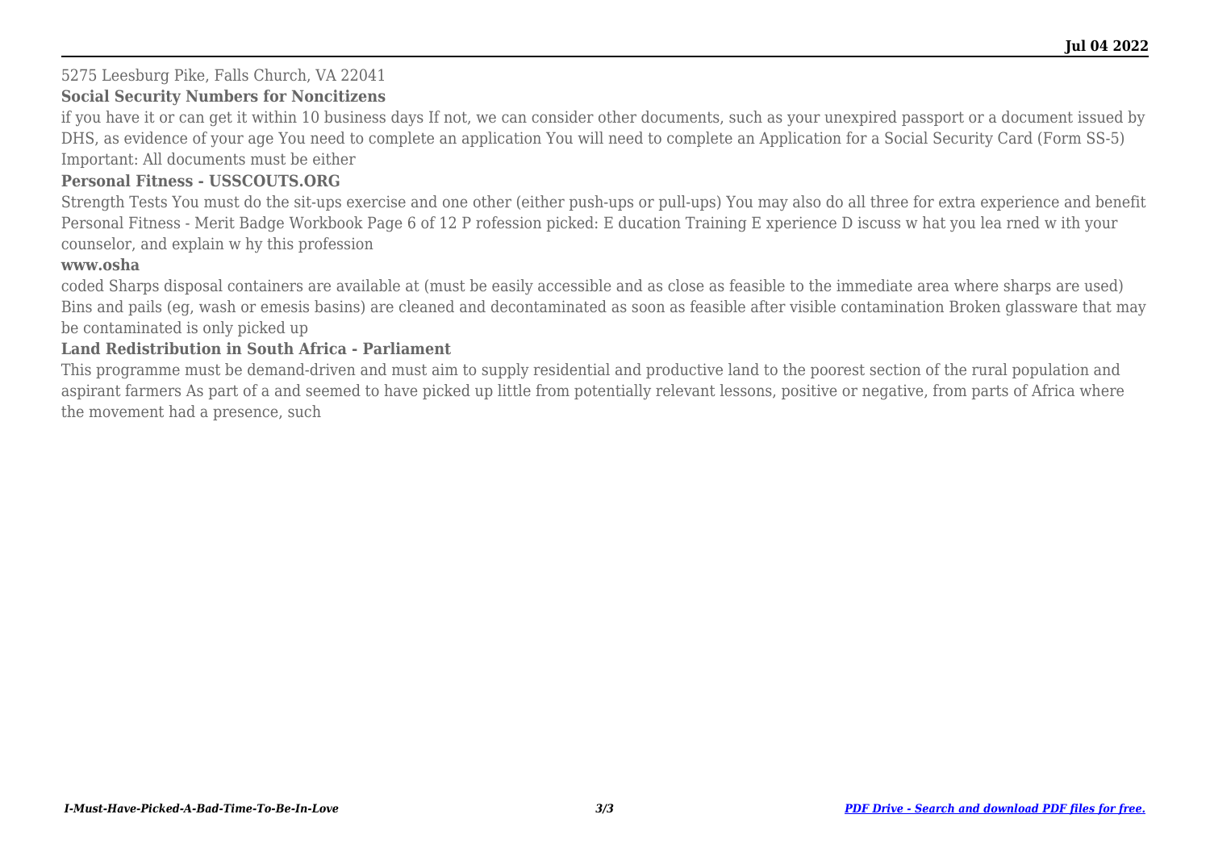5275 Leesburg Pike, Falls Church, VA 22041

**Social Security Numbers for Noncitizens**

if you have it or can get it within 10 business days If not, we can consider other documents, such as your unexpired passport or a document issued by DHS, as evidence of your age You need to complete an application You will need to complete an Application for a Social Security Card (Form SS-5) Important: All documents must be either

**Personal Fitness - USSCOUTS.ORG**

Strength Tests You must do the sit-ups exercise and one other (either push-ups or pull-ups) You may also do all three for extra experience and benefit Personal Fitness - Merit Badge Workbook Page 6 of 12 P rofession picked: E ducation Training E xperience D iscuss w hat you lea rned w ith your counselor, and explain w hy this profession

**www.osha**

coded Sharps disposal containers are available at (must be easily accessible and as close as feasible to the immediate area where sharps are used) Bins and pails (eg, wash or emesis basins) are cleaned and decontaminated as soon as feasible after visible contamination Broken glassware that may be contaminated is only picked up

**Land Redistribution in South Africa - Parliament**

This programme must be demand-driven and must aim to supply residential and productive land to the poorest section of the rural population and aspirant farmers As part of a and seemed to have picked up little from potentially relevant lessons, positive or negative, from parts of Africa where the movement had a presence, such